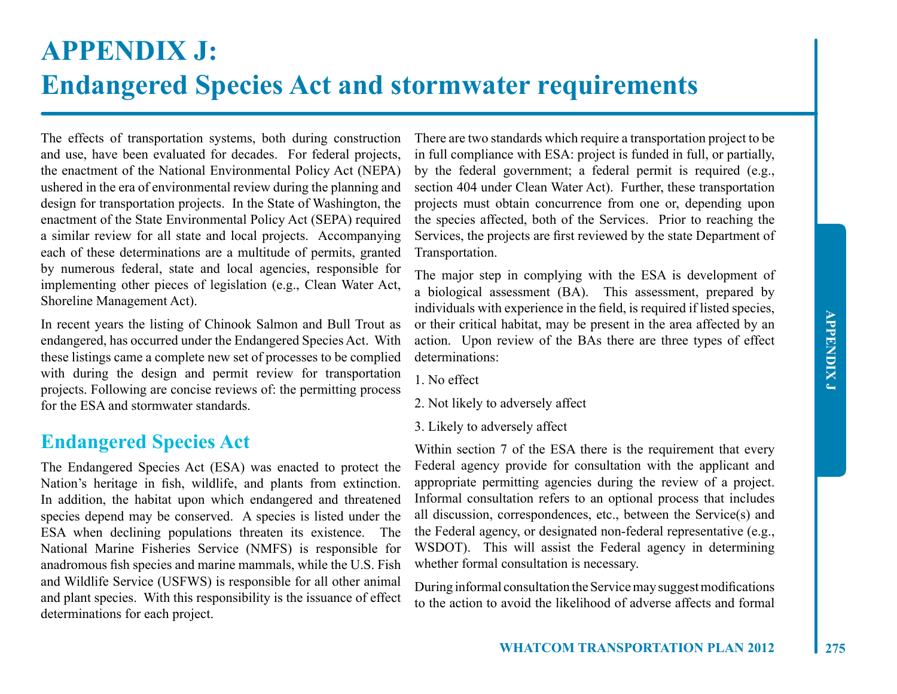# APPENDIX J: Endangered Species Act and stormwater requirements

The effects of transportation systems, both during construction and use, have been evaluated for decades. For federal projects, the enactment of the National Environmental Policy Act (NEPA) ushered in the era of environmental review during the planning and design for transportation projects. In the State of Washington, the enactment of the State Environmental Policy Act (SEPA) required a similar review for all state and local projects. Accompanying each of these determinations are a multitude of permits, granted by numerous federal, state and local agencies, responsible for implementing other pieces of legislation (e.g., Clean Water Act, Shoreline Management Act).

In recent years the listing of Chinook Salmon and Bull Trout as endangered, has occurred under the Endangered Species Act. With these listings came a complete new set of processes to be complied with during the design and permit review for transportation projects. Following are concise reviews of: the permitting process for the ESA and stormwater standards.

## Endangered Species Act

The Endangered Species Act (ESA) was enacted to protect the Nation's heritage in fish, wildlife, and plants from extinction. In addition, the habitat upon which endangered and threatened species depend may be conserved. A species is listed under the ESA when declining populations threaten its existence. The National Marine Fisheries Service (NMFS) is responsible for anadromous fish species and marine mammals, while the U.S. Fish and Wildlife Service (USFWS) is responsible for all other animal and plant species. With this responsibility is the issuance of effect determinations for each project.

There are two standards which require a transportation project to be in full compliance with ESA: project is funded in full, or partially, by the federal government; a federal permit is required (e.g., section 404 under Clean Water Act). Further, these transportation projects must obtain concurrence from one or, depending upon the species affected, both of the Services. Prior to reaching the Services, the projects are first reviewed by the state Department of Transportation.

The major step in complying with the ESA is development of a biological assessment (BA). This assessment, prepared by individuals with experience in the field, is required if listed species, or their critical habitat, may be present in the area affected by an action. Upon review of the BAs there are three types of effect determinations:

1. No effect
2. Not likely to adversely affect
3. Likely to adversely affect

Within section 7 of the ESA there is the requirement that every Federal agency provide for consultation with the applicant and appropriate permitting agencies during the review of a project. Informal consultation refers to an optional process that includes all discussion, correspondences, etc., between the Service(s) and the Federal agency, or designated non-federal representative (e.g., WSDOT). This will assist the Federal agency in determining whether formal consultation is necessary.

During informal consultation the Service may suggest modifications to the action to avoid the likelihood of adverse affects and formal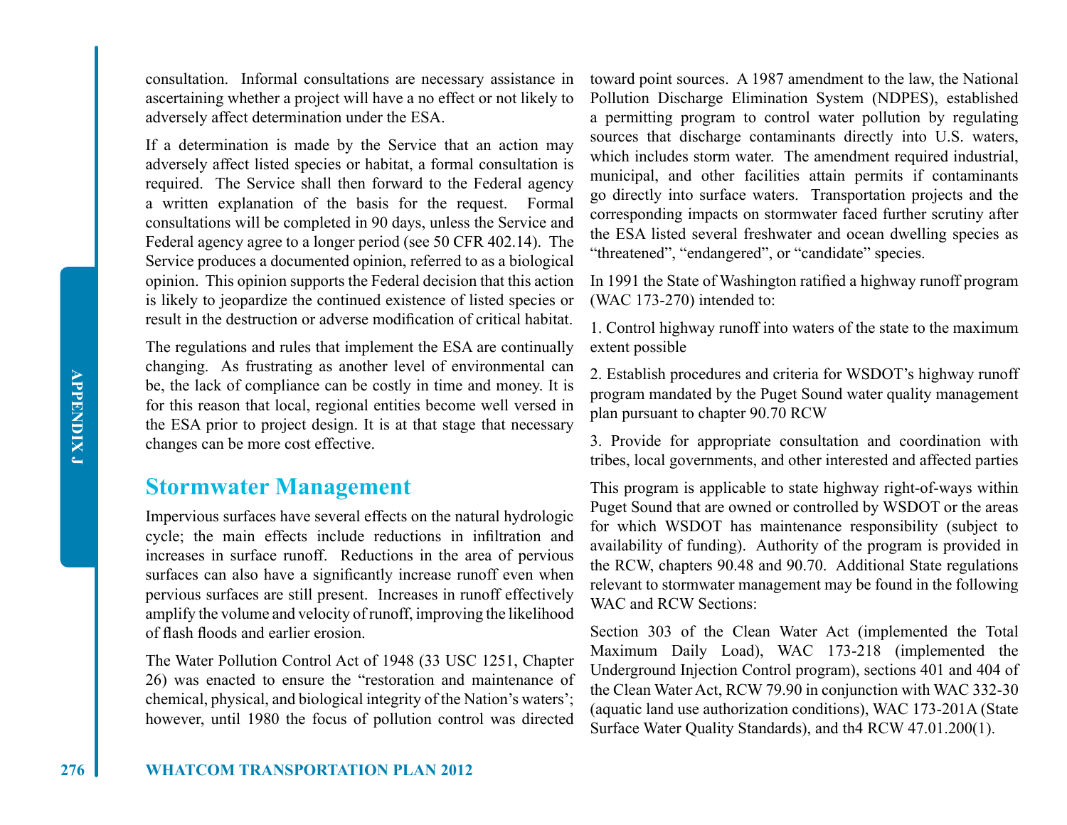consultation. Informal consultations are necessary assistance in ascertaining whether a project will have a no effect or not likely to adversely affect determination under the ESA.

If a determination is made by the Service that an action may adversely affect listed species or habitat, a formal consultation is required. The Service shall then forward to the Federal agency a written explanation of the basis for the request. Formal consultations will be completed in 90 days, unless the Service and Federal agency agree to a longer period (see 50 CFR 402.14). The Service produces a documented opinion, referred to as a biological opinion. This opinion supports the Federal decision that this action is likely to jeopardize the continued existence of listed species or result in the destruction or adverse modification of critical habitat.

The regulations and rules that implement the ESA are continually changing. As frustrating as another level of environmental can be, the lack of compliance can be costly in time and money. It is for this reason that local, regional entities become well versed in the ESA prior to project design. It is at that stage that necessary changes can be more cost effective.

## Stormwater Management

Impervious surfaces have several effects on the natural hydrologic cycle; the main effects include reductions in infiltration and increases in surface runoff. Reductions in the area of pervious surfaces can also have a significantly increase runoff even when pervious surfaces are still present. Increases in runoff effectively amplify the volume and velocity of runoff, improving the likelihood of flash floods and earlier erosion.

The Water Pollution Control Act of 1948 (33 USC 1251, Chapter 26) was enacted to ensure the "restoration and maintenance of chemical, physical, and biological integrity of the Nation's waters'; however, until 1980 the focus of pollution control was directed toward point sources. A 1987 amendment to the law, the National Pollution Discharge Elimination System (NDPES), established a permitting program to control water pollution by regulating sources that discharge contaminants directly into U.S. waters, which includes storm water. The amendment required industrial, municipal, and other facilities attain permits if contaminants go directly into surface waters. Transportation projects and the corresponding impacts on stormwater faced further scrutiny after the ESA listed several freshwater and ocean dwelling species as "threatened", "endangered", or "candidate" species.

In 1991 the State of Washington ratified a highway runoff program (WAC 173-270) intended to:

1. Control highway runoff into waters of the state to the maximum extent possible

2. Establish procedures and criteria for WSDOT's highway runoff program mandated by the Puget Sound water quality management plan pursuant to chapter 90.70 RCW

3. Provide for appropriate consultation and coordination with tribes, local governments, and other interested and affected parties

This program is applicable to state highway right-of-ways within Puget Sound that are owned or controlled by WSDOT or the areas for which WSDOT has maintenance responsibility (subject to availability of funding). Authority of the program is provided in the RCW, chapters 90.48 and 90.70. Additional State regulations relevant to stormwater management may be found in the following WAC and RCW Sections:

Section 303 of the Clean Water Act (implemented the Total Maximum Daily Load), WAC 173-218 (implemented the Underground Injection Control program), sections 401 and 404 of the Clean Water Act, RCW 79.90 in conjunction with WAC 332-30 (aquatic land use authorization conditions), WAC 173-201A (State Surface Water Quality Standards), and th4 RCW 47.01.200(1).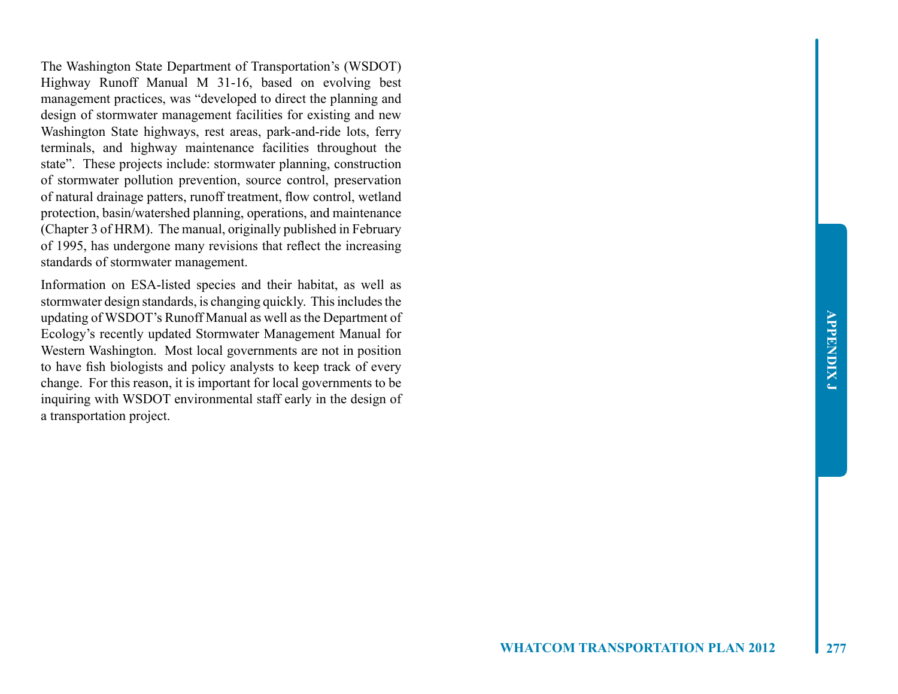The Washington State Department of Transportation's (WSDOT) Highway Runoff Manual M 31-16, based on evolving best management practices, was "developed to direct the planning and design of stormwater management facilities for existing and new Washington State highways, rest areas, park-and-ride lots, ferry terminals, and highway maintenance facilities throughout the state". These projects include: stormwater planning, construction of stormwater pollution prevention, source control, preservation of natural drainage patters, runoff treatment, flow control, wetland protection, basin/watershed planning, operations, and maintenance (Chapter 3 of HRM). The manual, originally published in February of 1995, has undergone many revisions that reflect the increasing standards of stormwater management.

Information on ESA-listed species and their habitat, as well as stormwater design standards, is changing quickly. This includes the updating of WSDOT's Runoff Manual as well as the Department of Ecology's recently updated Stormwater Management Manual for Western Washington. Most local governments are not in position to have fish biologists and policy analysts to keep track of every change. For this reason, it is important for local governments to be inquiring with WSDOT environmental staff early in the design of a transportation project.